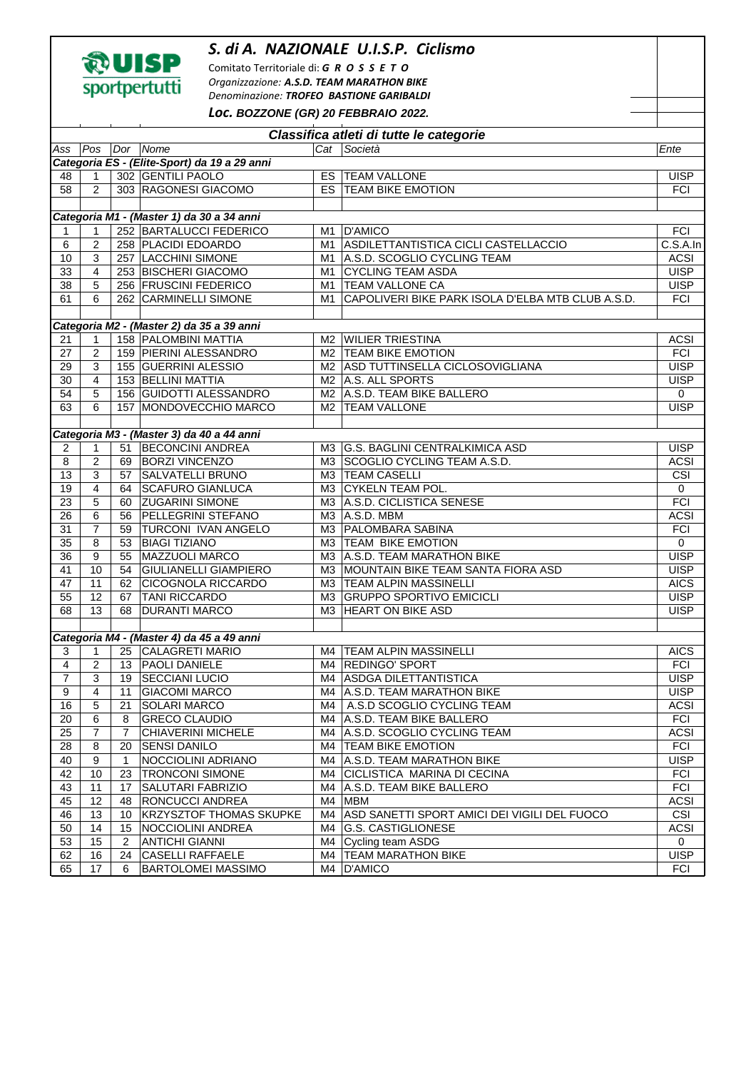UISP sportpertutti

# S. di A. NAZIONALE U.I.S.P. Ciclismo

Comitato Territoriale di: ***G R O S S E T O***

*Organizzazione:* ***A.S.D. TEAM MARATHON BIKE***

*Denominazione:* ***TROFEO BASTIONE GARIBALDI***

***Loc. BOZZONE (GR) 20 FEBBRAIO 2022.***

## Classifica atleti di tutte le categorie

| Ass | Pos | Dor | Nome | Cat | Società | Ente |
|---|---|---|---|---|---|---|
| ***Categoria ES - (Elite-Sport) da 19 a 29 anni*** | | | | | | |
| 48 | 1 | 302 | GENTILI PAOLO | ES | TEAM VALLONE | UISP |
| 58 | 2 | 303 | RAGONESI GIACOMO | ES | TEAM BIKE EMOTION | FCI |
| ***Categoria M1 - (Master 1) da 30 a 34 anni*** | | | | | | |
| 1 | 1 | 252 | BARTALUCCI FEDERICO | M1 | D'AMICO | FCI |
| 6 | 2 | 258 | PLACIDI EDOARDO | M1 | ASDILETTANTISTICA CICLI CASTELLACCIO | C.S.A.In |
| 10 | 3 | 257 | LACCHINI SIMONE | M1 | A.S.D. SCOGLIO CYCLING TEAM | ACSI |
| 33 | 4 | 253 | BISCHERI GIACOMO | M1 | CYCLING TEAM ASDA | UISP |
| 38 | 5 | 256 | FRUSCINI FEDERICO | M1 | TEAM VALLONE CA | UISP |
| 61 | 6 | 262 | CARMINELLI SIMONE | M1 | CAPOLIVERI BIKE PARK ISOLA D'ELBA MTB CLUB A.S.D. | FCI |
| ***Categoria M2 - (Master 2) da 35 a 39 anni*** | | | | | | |
| 21 | 1 | 158 | PALOMBINI MATTIA | M2 | WILIER TRIESTINA | ACSI |
| 27 | 2 | 159 | PIERINI ALESSANDRO | M2 | TEAM BIKE EMOTION | FCI |
| 29 | 3 | 155 | GUERRINI ALESSIO | M2 | ASD TUTTINSELLA CICLOSOVIGLIANA | UISP |
| 30 | 4 | 153 | BELLINI MATTIA | M2 | A.S. ALL SPORTS | UISP |
| 54 | 5 | 156 | GUIDOTTI ALESSANDRO | M2 | A.S.D. TEAM BIKE BALLERO | 0 |
| 63 | 6 | 157 | MONDOVECCHIO MARCO | M2 | TEAM VALLONE | UISP |
| ***Categoria M3 - (Master 3) da 40 a 44 anni*** | | | | | | |
| 2 | 1 | 51 | BECONCINI ANDREA | M3 | G.S. BAGLINI CENTRALKIMICA ASD | UISP |
| 8 | 2 | 69 | BORZI VINCENZO | M3 | SCOGLIO CYCLING TEAM A.S.D. | ACSI |
| 13 | 3 | 57 | SALVATELLI BRUNO | M3 | TEAM CASELLI | CSI |
| 19 | 4 | 64 | SCAFURO GIANLUCA | M3 | CYKELN TEAM POL. | 0 |
| 23 | 5 | 60 | ZUGARINI SIMONE | M3 | A.S.D. CICLISTICA SENESE | FCI |
| 26 | 6 | 56 | PELLEGRINI STEFANO | M3 | A.S.D. MBM | ACSI |
| 31 | 7 | 59 | TURCONI IVAN ANGELO | M3 | PALOMBARA SABINA | FCI |
| 35 | 8 | 53 | BIAGI TIZIANO | M3 | TEAM BIKE EMOTION | 0 |
| 36 | 9 | 55 | MAZZUOLI MARCO | M3 | A.S.D. TEAM MARATHON BIKE | UISP |
| 41 | 10 | 54 | GIULIANELLI GIAMPIERO | M3 | MOUNTAIN BIKE TEAM SANTA FIORA ASD | UISP |
| 47 | 11 | 62 | CICOGNOLA RICCARDO | M3 | TEAM ALPIN MASSINELLI | AICS |
| 55 | 12 | 67 | TANI RICCARDO | M3 | GRUPPO SPORTIVO EMICICLI | UISP |
| 68 | 13 | 68 | DURANTI MARCO | M3 | HEART ON BIKE ASD | UISP |
| ***Categoria M4 - (Master 4) da 45 a 49 anni*** | | | | | | |
| 3 | 1 | 25 | CALAGRETI MARIO | M4 | TEAM ALPIN MASSINELLI | AICS |
| 4 | 2 | 13 | PAOLI DANIELE | M4 | REDINGO' SPORT | FCI |
| 7 | 3 | 19 | SECCIANI LUCIO | M4 | ASDGA DILETTANTISTICA | UISP |
| 9 | 4 | 11 | GIACOMI MARCO | M4 | A.S.D. TEAM MARATHON BIKE | UISP |
| 16 | 5 | 21 | SOLARI MARCO | M4 | A.S.D SCOGLIO CYCLING TEAM | ACSI |
| 20 | 6 | 8 | GRECO CLAUDIO | M4 | A.S.D. TEAM BIKE BALLERO | FCI |
| 25 | 7 | 7 | CHIAVERINI MICHELE | M4 | A.S.D. SCOGLIO CYCLING TEAM | ACSI |
| 28 | 8 | 20 | SENSI DANILO | M4 | TEAM BIKE EMOTION | FCI |
| 40 | 9 | 1 | NOCCIOLINI ADRIANO | M4 | A.S.D. TEAM MARATHON BIKE | UISP |
| 42 | 10 | 23 | TRONCONI SIMONE | M4 | CICLISTICA MARINA DI CECINA | FCI |
| 43 | 11 | 17 | SALUTARI FABRIZIO | M4 | A.S.D. TEAM BIKE BALLERO | FCI |
| 45 | 12 | 48 | RONCUCCI ANDREA | M4 | MBM | ACSI |
| 46 | 13 | 10 | KRZYSZTOF THOMAS SKUPKE | M4 | ASD SANETTI SPORT AMICI DEI VIGILI DEL FUOCO | CSI |
| 50 | 14 | 15 | NOCCIOLINI ANDREA | M4 | G.S. CASTIGLIONESE | ACSI |
| 53 | 15 | 2 | ANTICHI GIANNI | M4 | Cycling team ASDG | 0 |
| 62 | 16 | 24 | CASELLI RAFFAELE | M4 | TEAM MARATHON BIKE | UISP |
| 65 | 17 | 6 | BARTOLOMEI MASSIMO | M4 | D'AMICO | FCI |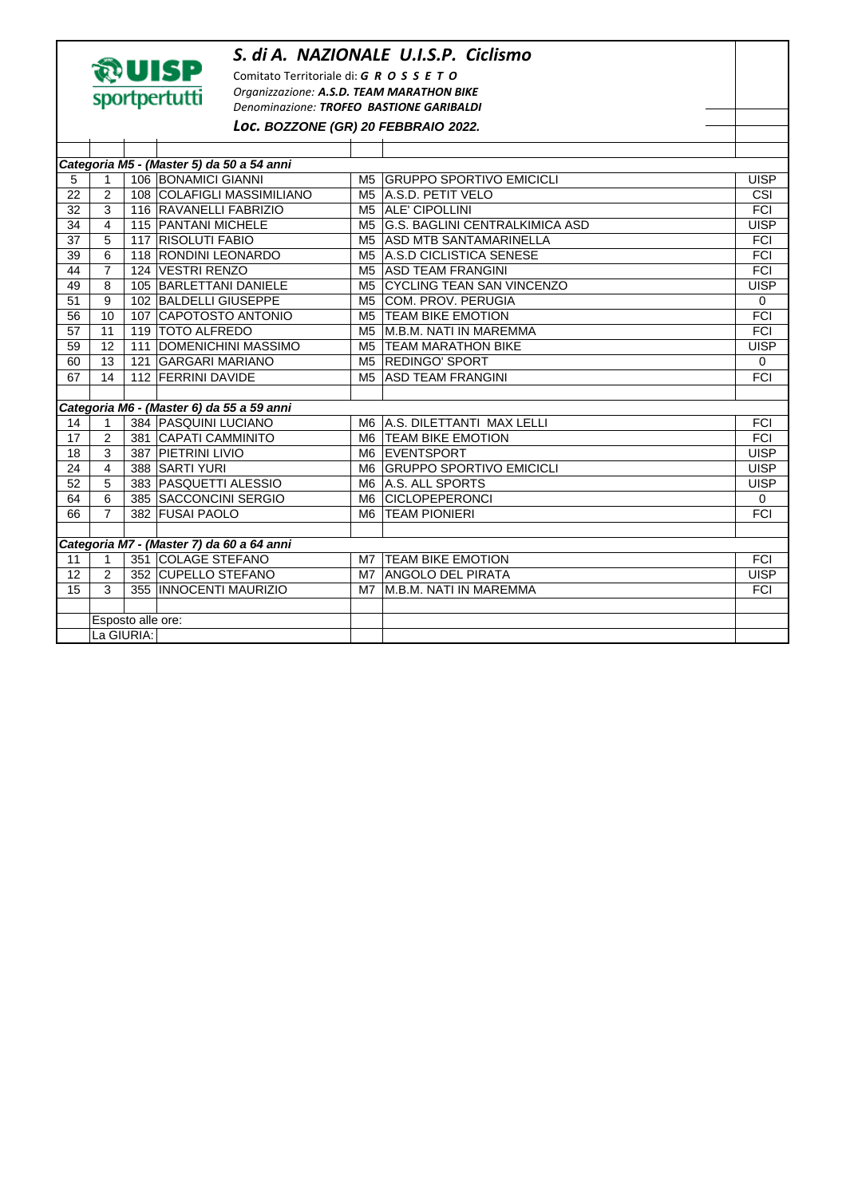UISP sportpertutti

## *S. di A. NAZIONALE U.I.S.P. Ciclismo*

Comitato Territoriale di: ***G R O S S E T O***
*Organizzazione:* ***A.S.D. TEAM MARATHON BIKE***
*Denominazione:* ***TROFEO BASTIONE GARIBALDI***

***Loc. BOZZONE (GR) 20 FEBBRAIO 2022.***

| | | | | | | |
|---|---|---|---|---|---|---|
| ***Categoria M5 - (Master 5) da 50 a 54 anni*** | | | | | | |
| 5 | 1 | 106 | BONAMICI GIANNI | M5 | GRUPPO SPORTIVO EMICICLI | UISP |
| 22 | 2 | 108 | COLAFIGLI MASSIMILIANO | M5 | A.S.D. PETIT VELO | CSI |
| 32 | 3 | 116 | RAVANELLI FABRIZIO | M5 | ALE' CIPOLLINI | FCI |
| 34 | 4 | 115 | PANTANI MICHELE | M5 | G.S. BAGLINI CENTRALKIMICA ASD | UISP |
| 37 | 5 | 117 | RISOLUTI FABIO | M5 | ASD MTB SANTAMARINELLA | FCI |
| 39 | 6 | 118 | RONDINI LEONARDO | M5 | A.S.D CICLISTICA SENESE | FCI |
| 44 | 7 | 124 | VESTRI RENZO | M5 | ASD TEAM FRANGINI | FCI |
| 49 | 8 | 105 | BARLETTANI DANIELE | M5 | CYCLING TEAN SAN VINCENZO | UISP |
| 51 | 9 | 102 | BALDELLI GIUSEPPE | M5 | COM. PROV. PERUGIA | 0 |
| 56 | 10 | 107 | CAPOTOSTO ANTONIO | M5 | TEAM BIKE EMOTION | FCI |
| 57 | 11 | 119 | TOTO ALFREDO | M5 | M.B.M. NATI IN MAREMMA | FCI |
| 59 | 12 | 111 | DOMENICHINI MASSIMO | M5 | TEAM MARATHON BIKE | UISP |
| 60 | 13 | 121 | GARGARI MARIANO | M5 | REDINGO' SPORT | 0 |
| 67 | 14 | 112 | FERRINI DAVIDE | M5 | ASD TEAM FRANGINI | FCI |
| ***Categoria M6 - (Master 6) da 55 a 59 anni*** | | | | | | |
| 14 | 1 | 384 | PASQUINI LUCIANO | M6 | A.S. DILETTANTI MAX LELLI | FCI |
| 17 | 2 | 381 | CAPATI CAMMINITO | M6 | TEAM BIKE EMOTION | FCI |
| 18 | 3 | 387 | PIETRINI LIVIO | M6 | EVENTSPORT | UISP |
| 24 | 4 | 388 | SARTI YURI | M6 | GRUPPO SPORTIVO EMICICLI | UISP |
| 52 | 5 | 383 | PASQUETTI ALESSIO | M6 | A.S. ALL SPORTS | UISP |
| 64 | 6 | 385 | SACCONCINI SERGIO | M6 | CICLOPEPERONCI | 0 |
| 66 | 7 | 382 | FUSAI PAOLO | M6 | TEAM PIONIERI | FCI |
| ***Categoria M7 - (Master 7) da 60 a 64 anni*** | | | | | | |
| 11 | 1 | 351 | COLAGE STEFANO | M7 | TEAM BIKE EMOTION | FCI |
| 12 | 2 | 352 | CUPELLO STEFANO | M7 | ANGOLO DEL PIRATA | UISP |
| 15 | 3 | 355 | INNOCENTI MAURIZIO | M7 | M.B.M. NATI IN MAREMMA | FCI |

Esposto alle ore:

La GIURIA: